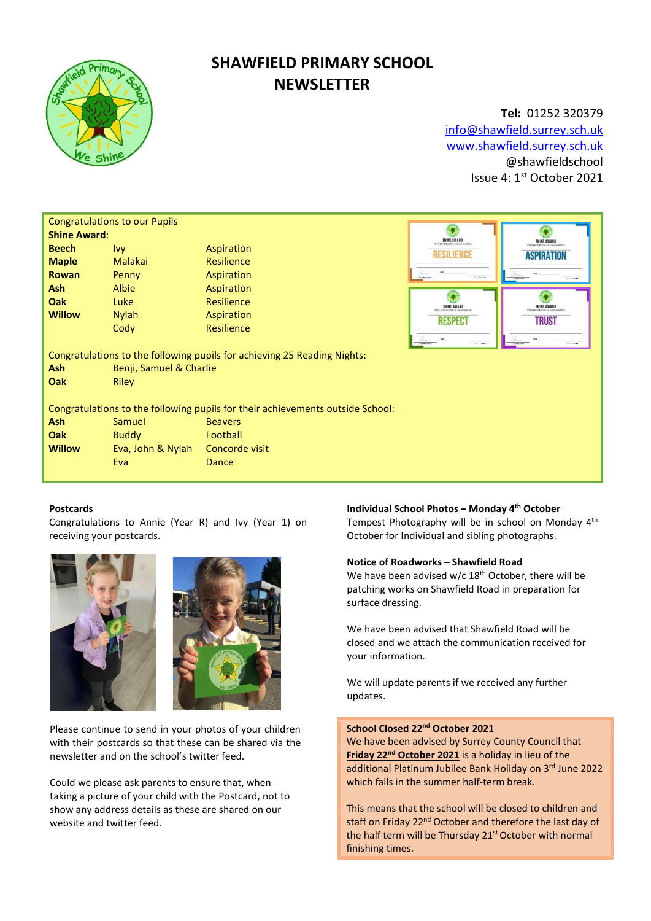# SHAWFIELD PRIMARY SCHOOL NEWSLETTER

**Tel:** 01252 320379
info@shawfield.surrey.sch.uk
www.shawfield.surrey.sch.uk
@shawfieldschool
Issue 4: 1st October 2021

Congratulations to our Pupils

**Shine Award**:

| | | |
|---|---|---|
| **Beech** | Ivy | Aspiration |
| **Maple** | Malakai | Resilience |
| **Rowan** | Penny | Aspiration |
| **Ash** | Albie | Aspiration |
| **Oak** | Luke | Resilience |
| **Willow** | Nylah | Aspiration |
| | Cody | Resilience |

Congratulations to the following pupils for achieving 25 Reading Nights:

| | |
|---|---|
| **Ash** | Benji, Samuel & Charlie |
| **Oak** | Riley |

Congratulations to the following pupils for their achievements outside School:

| | | |
|---|---|---|
| **Ash** | Samuel | Beavers |
| **Oak** | Buddy | Football |
| **Willow** | Eva, John & Nylah | Concorde visit |
| | Eva | Dance |

**Postcards**

Congratulations to Annie (Year R) and Ivy (Year 1) on receiving your postcards.

Please continue to send in your photos of your children with their postcards so that these can be shared via the newsletter and on the school's twitter feed.

Could we please ask parents to ensure that, when taking a picture of your child with the Postcard, not to show any address details as these are shared on our website and twitter feed.

**Individual School Photos – Monday 4th October**

Tempest Photography will be in school on Monday 4th October for Individual and sibling photographs.

**Notice of Roadworks – Shawfield Road**

We have been advised w/c 18th October, there will be patching works on Shawfield Road in preparation for surface dressing.

We have been advised that Shawfield Road will be closed and we attach the communication received for your information.

We will update parents if we received any further updates.

**School Closed 22nd October 2021**

We have been advised by Surrey County Council that **Friday 22nd October 2021** is a holiday in lieu of the additional Platinum Jubilee Bank Holiday on 3rd June 2022 which falls in the summer half-term break.

This means that the school will be closed to children and staff on Friday 22nd October and therefore the last day of the half term will be Thursday 21st October with normal finishing times.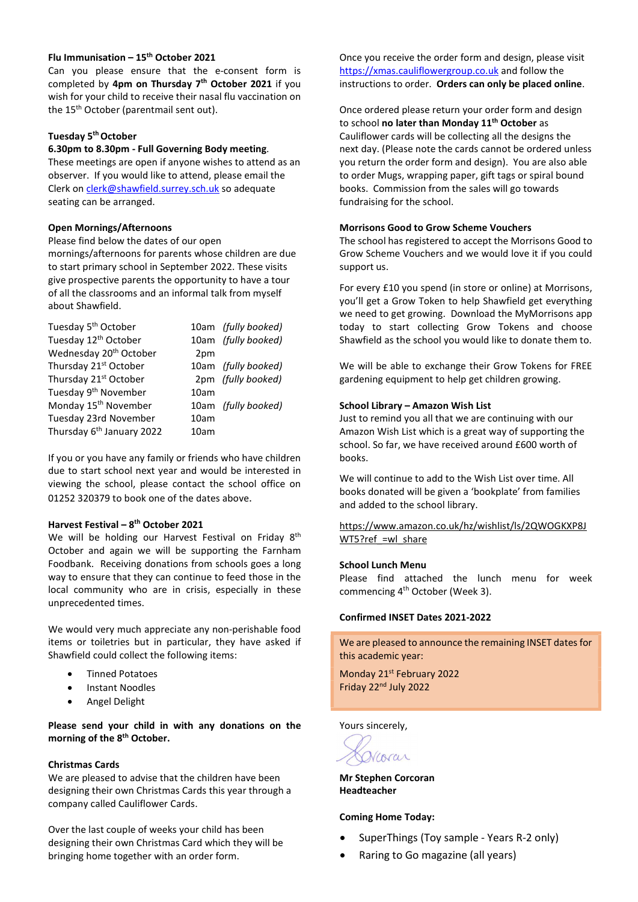**Flu Immunisation – 15th October 2021**

Can you please ensure that the e-consent form is completed by **4pm on Thursday 7th October 2021** if you wish for your child to receive their nasal flu vaccination on the 15th October (parentmail sent out).

**Tuesday 5th October**

**6.30pm to 8.30pm - Full Governing Body meeting**.

These meetings are open if anyone wishes to attend as an observer. If you would like to attend, please email the Clerk on clerk@shawfield.surrey.sch.uk so adequate seating can be arranged.

**Open Mornings/Afternoons**

Please find below the dates of our open mornings/afternoons for parents whose children are due to start primary school in September 2022. These visits give prospective parents the opportunity to have a tour of all the classrooms and an informal talk from myself about Shawfield.

| | | |
|---|---|---|
| Tuesday 5th October | 10am | *(fully booked)* |
| Tuesday 12th October | 10am | *(fully booked)* |
| Wednesday 20th October | 2pm | |
| Thursday 21st October | 10am | *(fully booked)* |
| Thursday 21st October | 2pm | *(fully booked)* |
| Tuesday 9th November | 10am | |
| Monday 15th November | 10am | *(fully booked)* |
| Tuesday 23rd November | 10am | |
| Thursday 6th January 2022 | 10am | |

If you or you have any family or friends who have children due to start school next year and would be interested in viewing the school, please contact the school office on 01252 320379 to book one of the dates above.

**Harvest Festival – 8th October 2021**

We will be holding our Harvest Festival on Friday 8th October and again we will be supporting the Farnham Foodbank. Receiving donations from schools goes a long way to ensure that they can continue to feed those in the local community who are in crisis, especially in these unprecedented times.

We would very much appreciate any non-perishable food items or toiletries but in particular, they have asked if Shawfield could collect the following items:

- Tinned Potatoes
- Instant Noodles
- Angel Delight

**Please send your child in with any donations on the morning of the 8th October.**

**Christmas Cards**

We are pleased to advise that the children have been designing their own Christmas Cards this year through a company called Cauliflower Cards.

Over the last couple of weeks your child has been designing their own Christmas Card which they will be bringing home together with an order form.

Once you receive the order form and design, please visit https://xmas.cauliflowergroup.co.uk and follow the instructions to order. **Orders can only be placed online**.

Once ordered please return your order form and design to school **no later than Monday 11th October** as Cauliflower cards will be collecting all the designs the next day. (Please note the cards cannot be ordered unless you return the order form and design). You are also able to order Mugs, wrapping paper, gift tags or spiral bound books. Commission from the sales will go towards fundraising for the school.

**Morrisons Good to Grow Scheme Vouchers**

The school has registered to accept the Morrisons Good to Grow Scheme Vouchers and we would love it if you could support us.

For every £10 you spend (in store or online) at Morrisons, you'll get a Grow Token to help Shawfield get everything we need to get growing. Download the MyMorrisons app today to start collecting Grow Tokens and choose Shawfield as the school you would like to donate them to.

We will be able to exchange their Grow Tokens for FREE gardening equipment to help get children growing.

**School Library – Amazon Wish List**

Just to remind you all that we are continuing with our Amazon Wish List which is a great way of supporting the school. So far, we have received around £600 worth of books.

We will continue to add to the Wish List over time. All books donated will be given a 'bookplate' from families and added to the school library.

https://www.amazon.co.uk/hz/wishlist/ls/2QWOGKXP8JWT5?ref_=wl_share

**School Lunch Menu**

Please find attached the lunch menu for week commencing 4th October (Week 3).

**Confirmed INSET Dates 2021-2022**

We are pleased to announce the remaining INSET dates for this academic year:

Monday 21st February 2022
Friday 22nd July 2022

Yours sincerely,

**Mr Stephen Corcoran**
**Headteacher**

**Coming Home Today:**

- SuperThings (Toy sample - Years R-2 only)
- Raring to Go magazine (all years)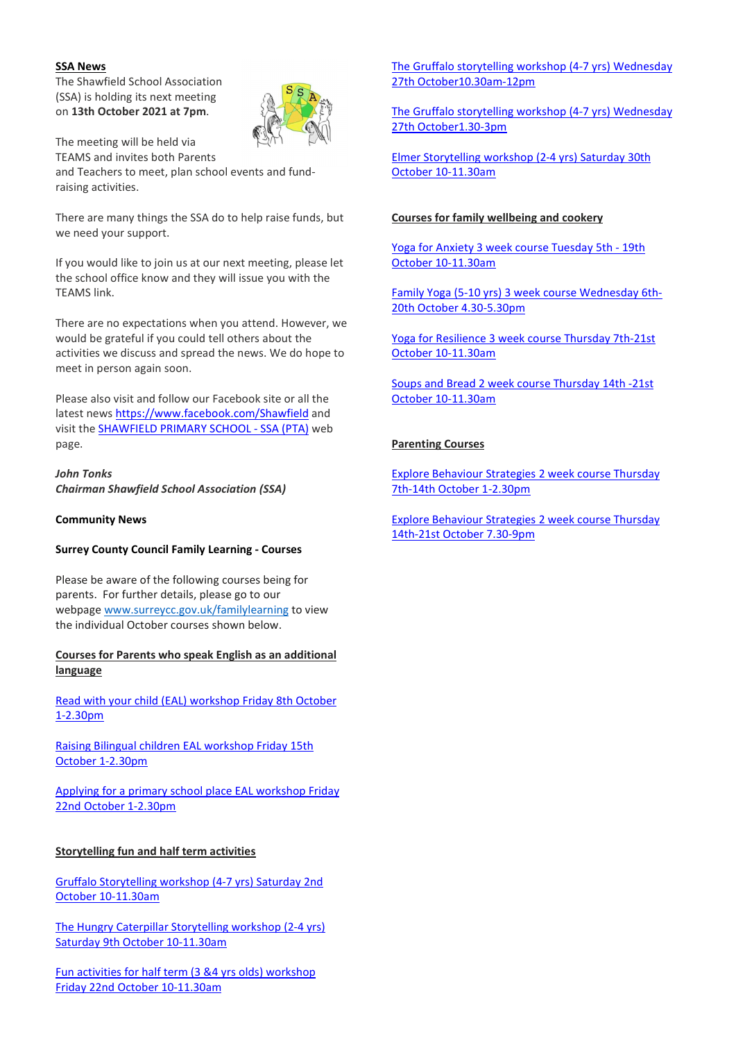**SSA News**

The Shawfield School Association (SSA) is holding its next meeting on **13th October 2021 at 7pm**.

The meeting will be held via TEAMS and invites both Parents and Teachers to meet, plan school events and fund-raising activities.

There are many things the SSA do to help raise funds, but we need your support.

If you would like to join us at our next meeting, please let the school office know and they will issue you with the TEAMS link.

There are no expectations when you attend. However, we would be grateful if you could tell others about the activities we discuss and spread the news. We do hope to meet in person again soon.

Please also visit and follow our Facebook site or all the latest news https://www.facebook.com/Shawfield and visit the SHAWFIELD PRIMARY SCHOOL - SSA (PTA) web page.

***John Tonks***
***Chairman Shawfield School Association (SSA)***

**Community News**

**Surrey County Council Family Learning - Courses**

Please be aware of the following courses being for parents. For further details, please go to our webpage www.surreycc.gov.uk/familylearning to view the individual October courses shown below.

**Courses for Parents who speak English as an additional language**

Read with your child (EAL) workshop Friday 8th October 1-2.30pm

Raising Bilingual children EAL workshop Friday 15th October 1-2.30pm

Applying for a primary school place EAL workshop Friday 22nd October 1-2.30pm

**Storytelling fun and half term activities**

Gruffalo Storytelling workshop (4-7 yrs) Saturday 2nd October 10-11.30am

The Hungry Caterpillar Storytelling workshop (2-4 yrs) Saturday 9th October 10-11.30am

Fun activities for half term (3 &4 yrs olds) workshop Friday 22nd October 10-11.30am

The Gruffalo storytelling workshop (4-7 yrs) Wednesday 27th October10.30am-12pm

The Gruffalo storytelling workshop (4-7 yrs) Wednesday 27th October1.30-3pm

Elmer Storytelling workshop (2-4 yrs) Saturday 30th October 10-11.30am

**Courses for family wellbeing and cookery**

Yoga for Anxiety 3 week course Tuesday 5th - 19th October 10-11.30am

Family Yoga (5-10 yrs) 3 week course Wednesday 6th-20th October 4.30-5.30pm

Yoga for Resilience 3 week course Thursday 7th-21st October 10-11.30am

Soups and Bread 2 week course Thursday 14th -21st October 10-11.30am

**Parenting Courses**

Explore Behaviour Strategies 2 week course Thursday 7th-14th October 1-2.30pm

Explore Behaviour Strategies 2 week course Thursday 14th-21st October 7.30-9pm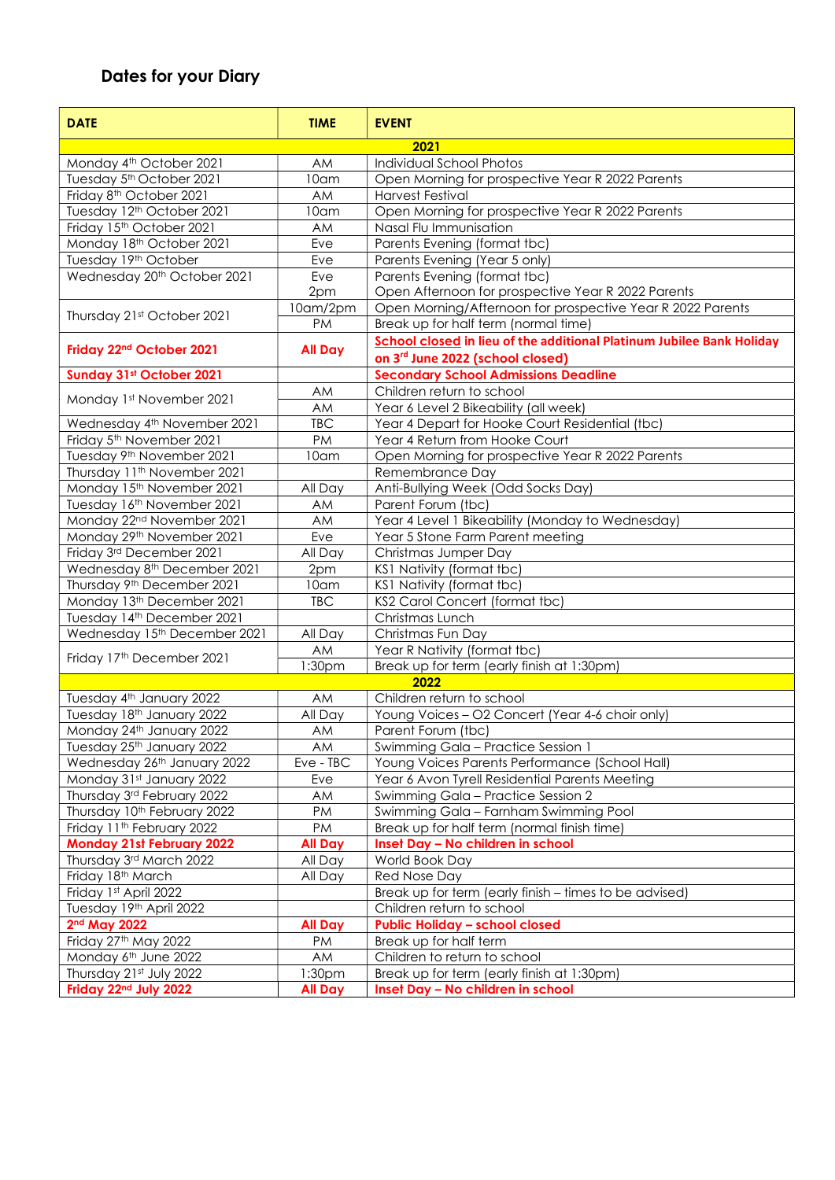## Dates for your Diary

| DATE | TIME | EVENT |
|---|---|---|
| **2021** | | |
| Monday 4th October 2021 | AM | Individual School Photos |
| Tuesday 5th October 2021 | 10am | Open Morning for prospective Year R 2022 Parents |
| Friday 8th October 2021 | AM | Harvest Festival |
| Tuesday 12th October 2021 | 10am | Open Morning for prospective Year R 2022 Parents |
| Friday 15th October 2021 | AM | Nasal Flu Immunisation |
| Monday 18th October 2021 | Eve | Parents Evening (format tbc) |
| Tuesday 19th October | Eve | Parents Evening (Year 5 only) |
| Wednesday 20th October 2021 | Eve | Parents Evening (format tbc) |
| | 2pm | Open Afternoon for prospective Year R 2022 Parents |
| Thursday 21st October 2021 | 10am/2pm | Open Morning/Afternoon for prospective Year R 2022 Parents |
| | PM | Break up for half term (normal time) |
| **Friday 22nd October 2021** | **All Day** | **School closed in lieu of the additional Platinum Jubilee Bank Holiday on 3rd June 2022 (school closed)** |
| **Sunday 31st October 2021** | | **Secondary School Admissions Deadline** |
| Monday 1st November 2021 | AM | Children return to school |
| | AM | Year 6 Level 2 Bikeability (all week) |
| Wednesday 4th November 2021 | TBC | Year 4 Depart for Hooke Court Residential (tbc) |
| Friday 5th November 2021 | PM | Year 4 Return from Hooke Court |
| Tuesday 9th November 2021 | 10am | Open Morning for prospective Year R 2022 Parents |
| Thursday 11th November 2021 | | Remembrance Day |
| Monday 15th November 2021 | All Day | Anti-Bullying Week (Odd Socks Day) |
| Tuesday 16th November 2021 | AM | Parent Forum (tbc) |
| Monday 22nd November 2021 | AM | Year 4 Level 1 Bikeability (Monday to Wednesday) |
| Monday 29th November 2021 | Eve | Year 5 Stone Farm Parent meeting |
| Friday 3rd December 2021 | All Day | Christmas Jumper Day |
| Wednesday 8th December 2021 | 2pm | KS1 Nativity (format tbc) |
| Thursday 9th December 2021 | 10am | KS1 Nativity (format tbc) |
| Monday 13th December 2021 | TBC | KS2 Carol Concert (format tbc) |
| Tuesday 14th December 2021 | | Christmas Lunch |
| Wednesday 15th December 2021 | All Day | Christmas Fun Day |
| Friday 17th December 2021 | AM | Year R Nativity (format tbc) |
| | 1:30pm | Break up for term (early finish at 1:30pm) |
| **2022** | | |
| Tuesday 4th January 2022 | AM | Children return to school |
| Tuesday 18th January 2022 | All Day | Young Voices – O2 Concert (Year 4-6 choir only) |
| Monday 24th January 2022 | AM | Parent Forum (tbc) |
| Tuesday 25th January 2022 | AM | Swimming Gala – Practice Session 1 |
| Wednesday 26th January 2022 | Eve - TBC | Young Voices Parents Performance (School Hall) |
| Monday 31st January 2022 | Eve | Year 6 Avon Tyrell Residential Parents Meeting |
| Thursday 3rd February 2022 | AM | Swimming Gala – Practice Session 2 |
| Thursday 10th February 2022 | PM | Swimming Gala – Farnham Swimming Pool |
| Friday 11th February 2022 | PM | Break up for half term (normal finish time) |
| **Monday 21st February 2022** | **All Day** | **Inset Day – No children in school** |
| Thursday 3rd March 2022 | All Day | World Book Day |
| Friday 18th March | All Day | Red Nose Day |
| Friday 1st April 2022 | | Break up for term (early finish – times to be advised) |
| Tuesday 19th April 2022 | | Children return to school |
| **2nd May 2022** | **All Day** | **Public Holiday – school closed** |
| Friday 27th May 2022 | PM | Break up for half term |
| Monday 6th June 2022 | AM | Children to return to school |
| Thursday 21st July 2022 | 1:30pm | Break up for term (early finish at 1:30pm) |
| **Friday 22nd July 2022** | **All Day** | **Inset Day – No children in school** |